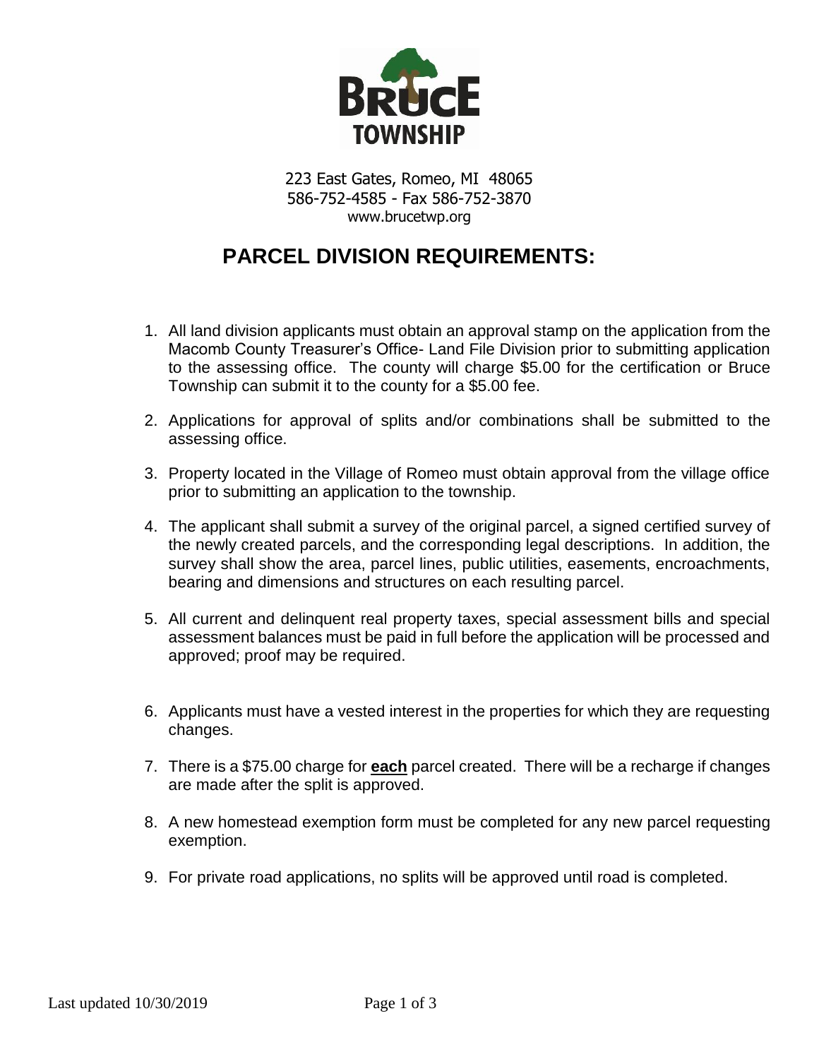BRUCE TOWNSHIP

223 East Gates, Romeo, MI 48065
586-752-4585 - Fax 586-752-3870
www.brucetwp.org

# PARCEL DIVISION REQUIREMENTS:

1. All land division applicants must obtain an approval stamp on the application from the Macomb County Treasurer's Office- Land File Division prior to submitting application to the assessing office. The county will charge $5.00 for the certification or Bruce Township can submit it to the county for a $5.00 fee.

2. Applications for approval of splits and/or combinations shall be submitted to the assessing office.

3. Property located in the Village of Romeo must obtain approval from the village office prior to submitting an application to the township.

4. The applicant shall submit a survey of the original parcel, a signed certified survey of the newly created parcels, and the corresponding legal descriptions. In addition, the survey shall show the area, parcel lines, public utilities, easements, encroachments, bearing and dimensions and structures on each resulting parcel.

5. All current and delinquent real property taxes, special assessment bills and special assessment balances must be paid in full before the application will be processed and approved; proof may be required.

6. Applicants must have a vested interest in the properties for which they are requesting changes.

7. There is a $75.00 charge for **<u>each</u>** parcel created. There will be a recharge if changes are made after the split is approved.

8. A new homestead exemption form must be completed for any new parcel requesting exemption.

9. For private road applications, no splits will be approved until road is completed.

Last updated 10/30/2019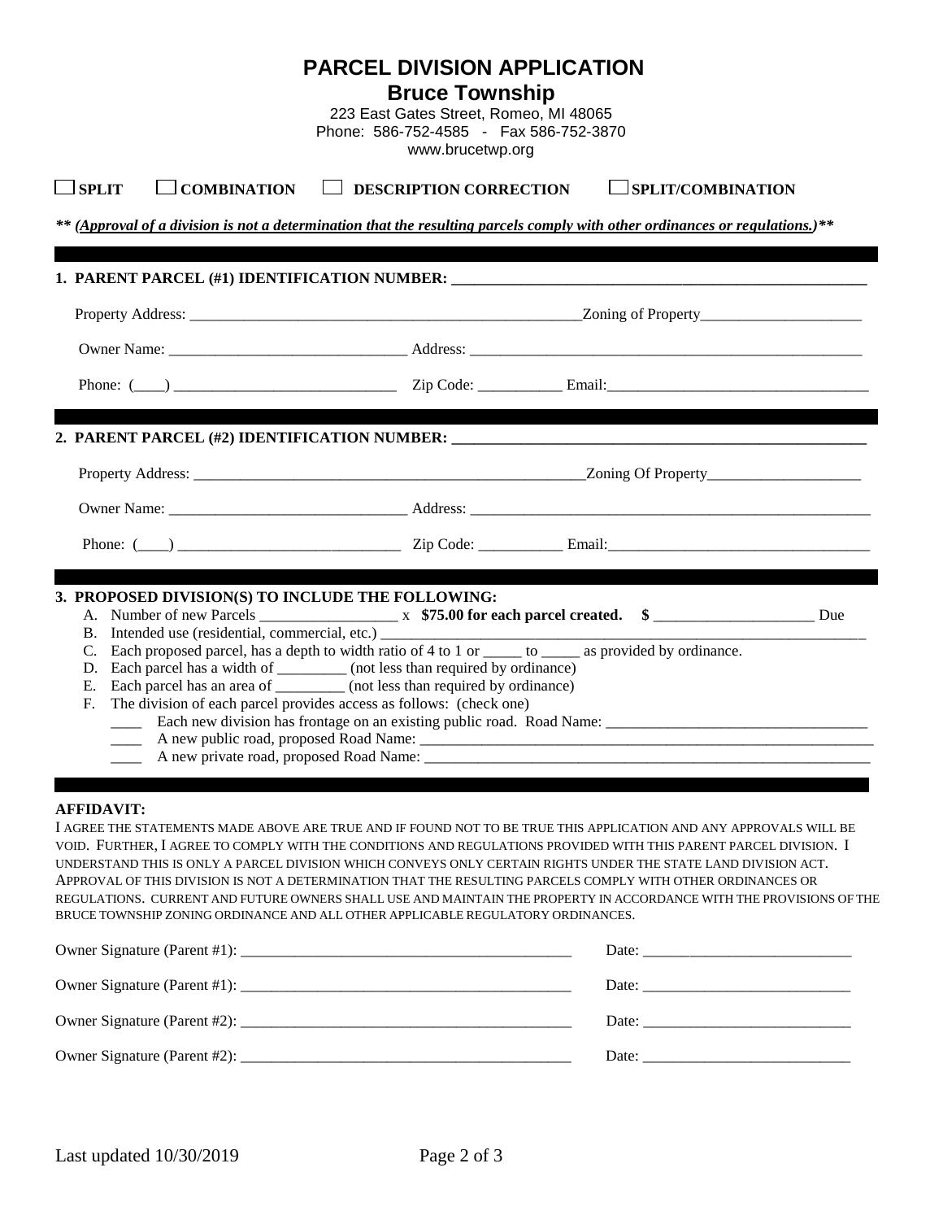# PARCEL DIVISION APPLICATION

## Bruce Township

223 East Gates Street, Romeo, MI 48065
Phone: 586-752-4585 - Fax 586-752-3870
www.brucetwp.org

☐ **SPLIT** ☐ **COMBINATION** ☐ **DESCRIPTION CORRECTION** ☐ **SPLIT/COMBINATION**

***\*\* (Approval of a division is not a determination that the resulting parcels comply with other ordinances or regulations.)\*\****

---

**1. PARENT PARCEL (#1) IDENTIFICATION NUMBER: ______________________________**

Property Address: ______________________________ Zoning of Property______________________

Owner Name: ______________________________ Address: ______________________________

Phone: (____) ______________________________ Zip Code: ___________ Email:______________________________

---

**2. PARENT PARCEL (#2) IDENTIFICATION NUMBER: ______________________________**

Property Address: ______________________________ Zoning Of Property______________________

Owner Name: ______________________________ Address: ______________________________

Phone: (____) ______________________________ Zip Code: ___________ Email:______________________________

---

**3. PROPOSED DIVISION(S) TO INCLUDE THE FOLLOWING:**

A. Number of new Parcels _________________ x **$75.00 for each parcel created. $** _____________________ Due
B. Intended use (residential, commercial, etc.) ______________________________
C. Each proposed parcel, has a depth to width ratio of 4 to 1 or _____ to _____ as provided by ordinance.
D. Each parcel has a width of _________ (not less than required by ordinance)
E. Each parcel has an area of _________ (not less than required by ordinance)
F. The division of each parcel provides access as follows: (check one)

____ Each new division has frontage on an existing public road. Road Name: ______________________________
____ A new public road, proposed Road Name: ______________________________
____ A new private road, proposed Road Name: ______________________________

---

**AFFIDAVIT:**

I AGREE THE STATEMENTS MADE ABOVE ARE TRUE AND IF FOUND NOT TO BE TRUE THIS APPLICATION AND ANY APPROVALS WILL BE VOID. FURTHER, I AGREE TO COMPLY WITH THE CONDITIONS AND REGULATIONS PROVIDED WITH THIS PARENT PARCEL DIVISION. I UNDERSTAND THIS IS ONLY A PARCEL DIVISION WHICH CONVEYS ONLY CERTAIN RIGHTS UNDER THE STATE LAND DIVISION ACT. APPROVAL OF THIS DIVISION IS NOT A DETERMINATION THAT THE RESULTING PARCELS COMPLY WITH OTHER ORDINANCES OR REGULATIONS. CURRENT AND FUTURE OWNERS SHALL USE AND MAINTAIN THE PROPERTY IN ACCORDANCE WITH THE PROVISIONS OF THE BRUCE TOWNSHIP ZONING ORDINANCE AND ALL OTHER APPLICABLE REGULATORY ORDINANCES.

Owner Signature (Parent #1): ______________________________ Date: ___________________________

Owner Signature (Parent #1): ______________________________ Date: ___________________________

Owner Signature (Parent #2): ______________________________ Date: ___________________________

Owner Signature (Parent #2): ______________________________ Date: ___________________________

Last updated 10/30/2019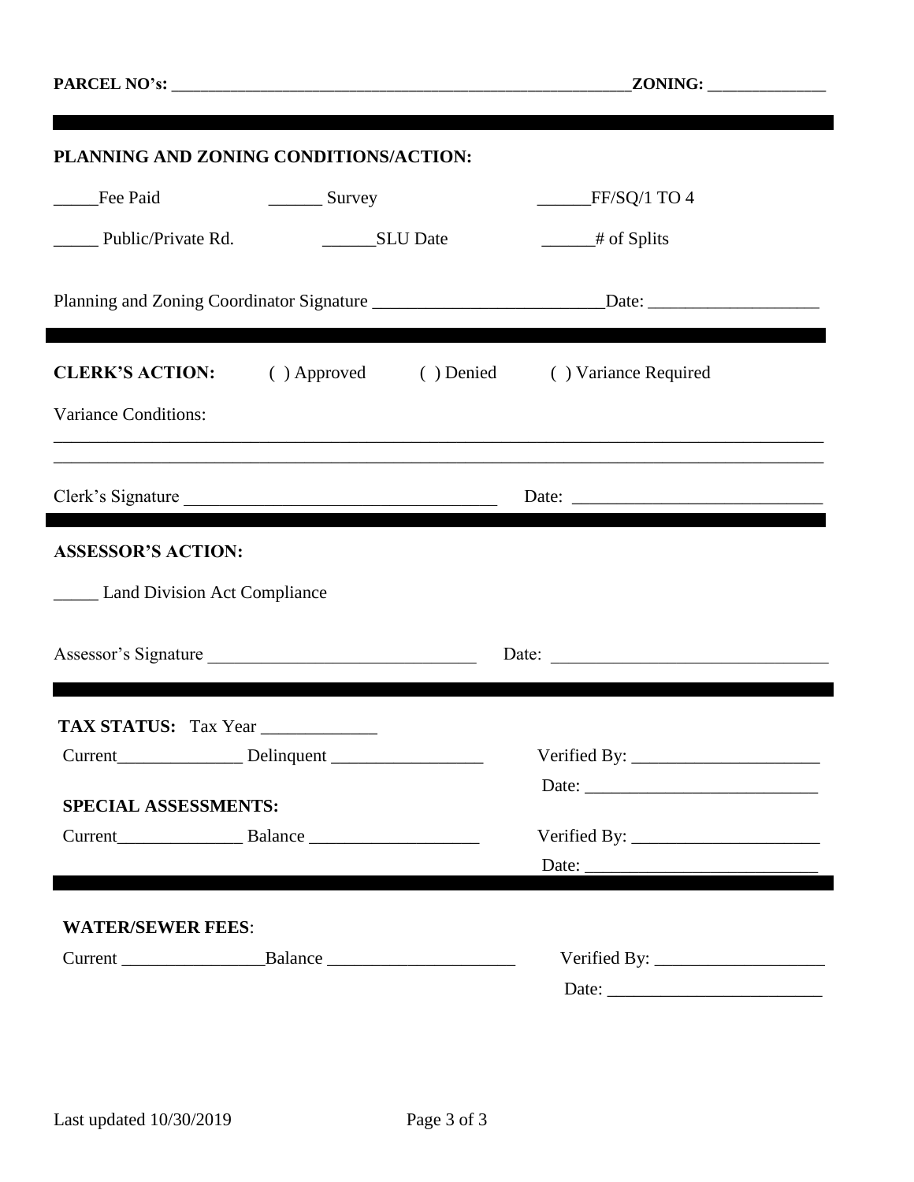**PARCEL NO's:** ________________________________________________________ **ZONING:** ______________

---

**PLANNING AND ZONING CONDITIONS/ACTION:**

_____Fee Paid ______ Survey ______FF/SQ/1 TO 4

_____ Public/Private Rd. ______SLU Date ______# of Splits

Planning and Zoning Coordinator Signature __________________________Date: ___________________

---

**CLERK'S ACTION:** ( ) Approved ( ) Denied ( ) Variance Required

Variance Conditions:

________________________________________________________________________________________

________________________________________________________________________________________

Clerk's Signature ___________________________________ Date: ___________________________

---

**ASSESSOR'S ACTION:**

_____ Land Division Act Compliance

Assessor's Signature ______________________________ Date: _______________________________

---

**TAX STATUS:** Tax Year _____________

Current______________ Delinquent _________________ Verified By: _____________________

Date: __________________________

**SPECIAL ASSESSMENTS:**

Current______________ Balance ___________________ Verified By: _____________________

Date: __________________________

---

**WATER/SEWER FEES**:

Current ________________Balance _____________________ Verified By: ___________________

Date: ________________________

Last updated 10/30/2019